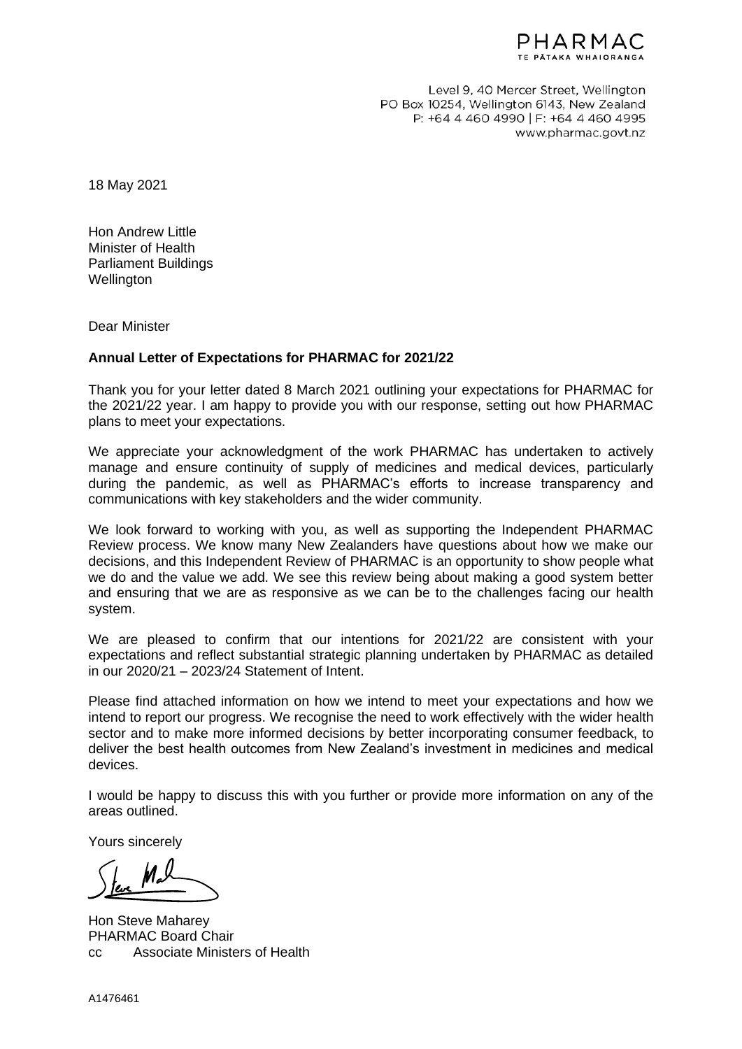PHARMAC
TE PĀTAKA WHAIORANGA

Level 9, 40 Mercer Street, Wellington
PO Box 10254, Wellington 6143, New Zealand
P: +64 4 460 4990 | F: +64 4 460 4995
www.pharmac.govt.nz

18 May 2021

Hon Andrew Little
Minister of Health
Parliament Buildings
Wellington

Dear Minister

**Annual Letter of Expectations for PHARMAC for 2021/22**

Thank you for your letter dated 8 March 2021 outlining your expectations for PHARMAC for the 2021/22 year. I am happy to provide you with our response, setting out how PHARMAC plans to meet your expectations.

We appreciate your acknowledgment of the work PHARMAC has undertaken to actively manage and ensure continuity of supply of medicines and medical devices, particularly during the pandemic, as well as PHARMAC's efforts to increase transparency and communications with key stakeholders and the wider community.

We look forward to working with you, as well as supporting the Independent PHARMAC Review process. We know many New Zealanders have questions about how we make our decisions, and this Independent Review of PHARMAC is an opportunity to show people what we do and the value we add. We see this review being about making a good system better and ensuring that we are as responsive as we can be to the challenges facing our health system.

We are pleased to confirm that our intentions for 2021/22 are consistent with your expectations and reflect substantial strategic planning undertaken by PHARMAC as detailed in our 2020/21 – 2023/24 Statement of Intent.

Please find attached information on how we intend to meet your expectations and how we intend to report our progress. We recognise the need to work effectively with the wider health sector and to make more informed decisions by better incorporating consumer feedback, to deliver the best health outcomes from New Zealand's investment in medicines and medical devices.

I would be happy to discuss this with you further or provide more information on any of the areas outlined.

Yours sincerely

Hon Steve Maharey
PHARMAC Board Chair
cc Associate Ministers of Health

A1476461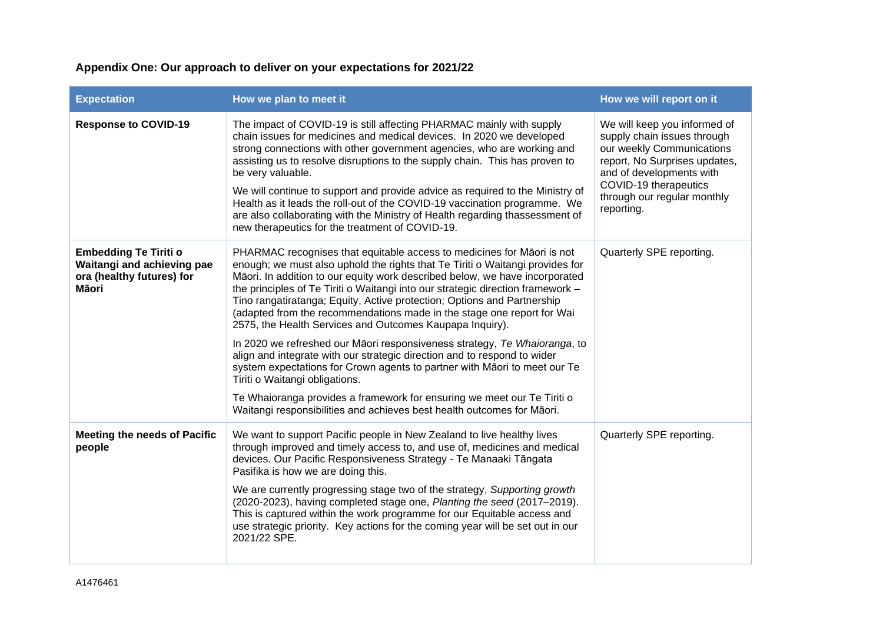## Appendix One: Our approach to deliver on your expectations for 2021/22

| Expectation | How we plan to meet it | How we will report on it |
|---|---|---|
| **Response to COVID-19** | The impact of COVID-19 is still affecting PHARMAC mainly with supply chain issues for medicines and medical devices. In 2020 we developed strong connections with other government agencies, who are working and assisting us to resolve disruptions to the supply chain. This has proven to be very valuable.<br><br>We will continue to support and provide advice as required to the Ministry of Health as it leads the roll-out of the COVID-19 vaccination programme. We are also collaborating with the Ministry of Health regarding thassessment of new therapeutics for the treatment of COVID-19. | We will keep you informed of supply chain issues through our weekly Communications report, No Surprises updates, and of developments with COVID-19 therapeutics through our regular monthly reporting. |
| **Embedding Te Tiriti o Waitangi and achieving pae ora (healthy futures) for Māori** | PHARMAC recognises that equitable access to medicines for Māori is not enough; we must also uphold the rights that Te Tiriti o Waitangi provides for Māori. In addition to our equity work described below, we have incorporated the principles of Te Tiriti o Waitangi into our strategic direction framework – Tino rangatiratanga; Equity, Active protection; Options and Partnership (adapted from the recommendations made in the stage one report for Wai 2575, the Health Services and Outcomes Kaupapa Inquiry).<br><br>In 2020 we refreshed our Māori responsiveness strategy, *Te Whaioranga*, to align and integrate with our strategic direction and to respond to wider system expectations for Crown agents to partner with Māori to meet our Te Tiriti o Waitangi obligations.<br><br>Te Whaioranga provides a framework for ensuring we meet our Te Tiriti o Waitangi responsibilities and achieves best health outcomes for Māori. | Quarterly SPE reporting. |
| **Meeting the needs of Pacific people** | We want to support Pacific people in New Zealand to live healthy lives through improved and timely access to, and use of, medicines and medical devices. Our Pacific Responsiveness Strategy - Te Manaaki Tāngata Pasifika is how we are doing this.<br><br>We are currently progressing stage two of the strategy, *Supporting growth* (2020-2023), having completed stage one, *Planting the seed* (2017–2019). This is captured within the work programme for our Equitable access and use strategic priority. Key actions for the coming year will be set out in our 2021/22 SPE. | Quarterly SPE reporting. |

A1476461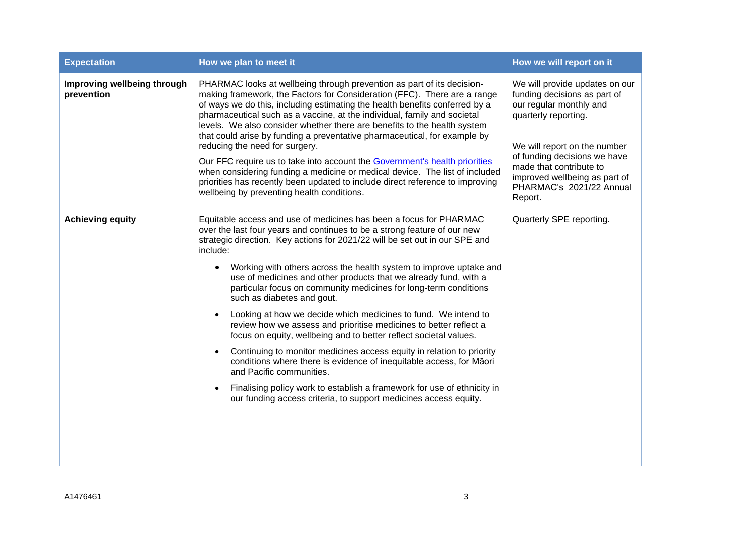| Expectation | How we plan to meet it | How we will report on it |
| --- | --- | --- |
| **Improving wellbeing through prevention** | PHARMAC looks at wellbeing through prevention as part of its decision-making framework, the Factors for Consideration (FFC). There are a range of ways we do this, including estimating the health benefits conferred by a pharmaceutical such as a vaccine, at the individual, family and societal levels. We also consider whether there are benefits to the health system that could arise by funding a preventative pharmaceutical, for example by reducing the need for surgery.<br><br>Our FFC require us to take into account the [Government's health priorities](#) when considering funding a medicine or medical device. The list of included priorities has recently been updated to include direct reference to improving wellbeing by preventing health conditions. | We will provide updates on our funding decisions as part of our regular monthly and quarterly reporting.<br><br>We will report on the number of funding decisions we have made that contribute to improved wellbeing as part of PHARMAC's 2021/22 Annual Report. |
| **Achieving equity** | Equitable access and use of medicines has been a focus for PHARMAC over the last four years and continues to be a strong feature of our new strategic direction. Key actions for 2021/22 will be set out in our SPE and include:<br><br>• Working with others across the health system to improve uptake and use of medicines and other products that we already fund, with a particular focus on community medicines for long-term conditions such as diabetes and gout.<br><br>• Looking at how we decide which medicines to fund. We intend to review how we assess and prioritise medicines to better reflect a focus on equity, wellbeing and to better reflect societal values.<br><br>• Continuing to monitor medicines access equity in relation to priority conditions where there is evidence of inequitable access, for Māori and Pacific communities.<br><br>• Finalising policy work to establish a framework for use of ethnicity in our funding access criteria, to support medicines access equity. | Quarterly SPE reporting. |

A1476461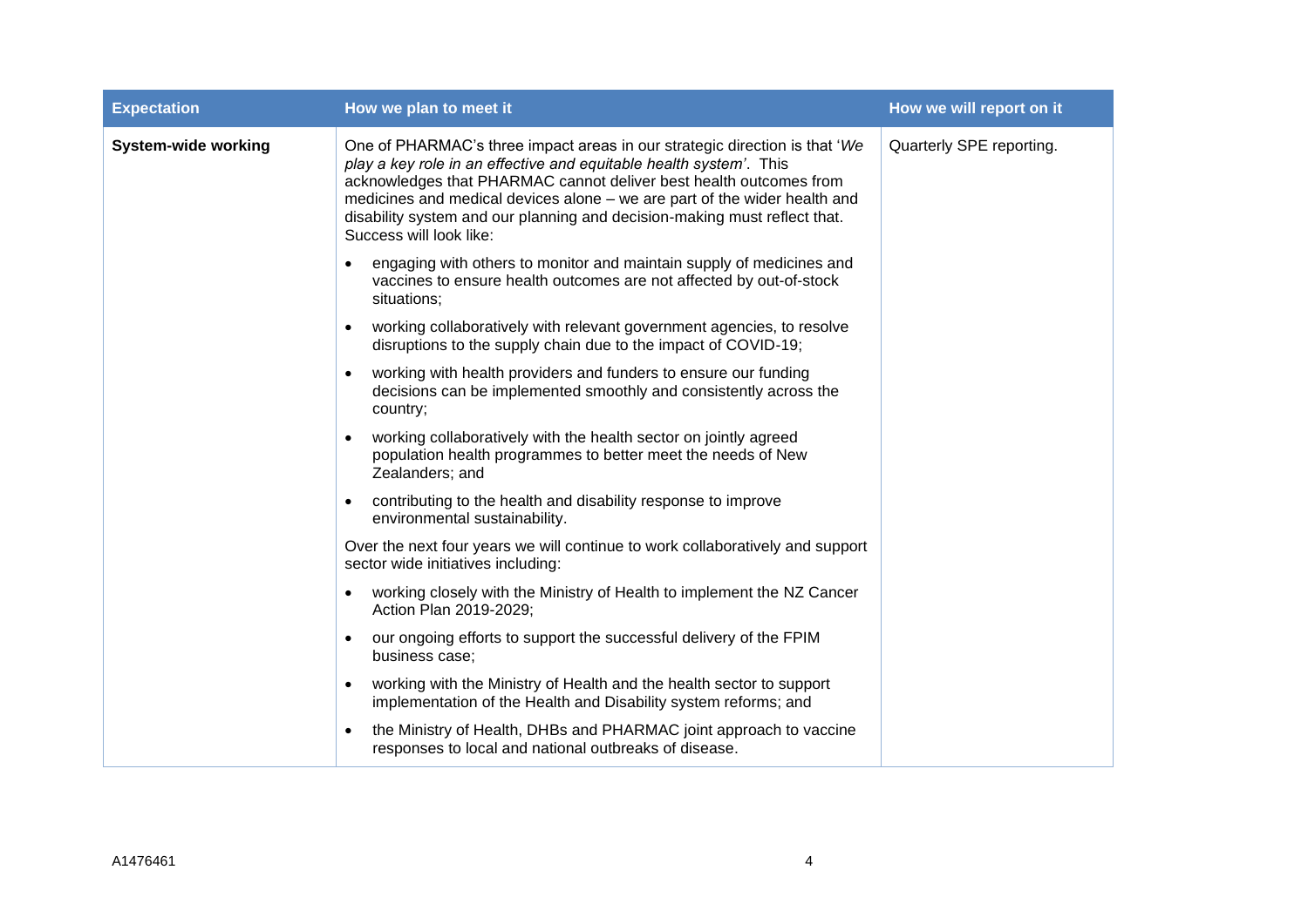| Expectation | How we plan to meet it | How we will report on it |
| --- | --- | --- |
| **System-wide working** | One of PHARMAC's three impact areas in our strategic direction is that '*We play a key role in an effective and equitable health system*'. This acknowledges that PHARMAC cannot deliver best health outcomes from medicines and medical devices alone – we are part of the wider health and disability system and our planning and decision-making must reflect that. Success will look like:<br><br>• engaging with others to monitor and maintain supply of medicines and vaccines to ensure health outcomes are not affected by out-of-stock situations;<br>• working collaboratively with relevant government agencies, to resolve disruptions to the supply chain due to the impact of COVID-19;<br>• working with health providers and funders to ensure our funding decisions can be implemented smoothly and consistently across the country;<br>• working collaboratively with the health sector on jointly agreed population health programmes to better meet the needs of New Zealanders; and<br>• contributing to the health and disability response to improve environmental sustainability.<br><br>Over the next four years we will continue to work collaboratively and support sector wide initiatives including:<br><br>• working closely with the Ministry of Health to implement the NZ Cancer Action Plan 2019-2029;<br>• our ongoing efforts to support the successful delivery of the FPIM business case;<br>• working with the Ministry of Health and the health sector to support implementation of the Health and Disability system reforms; and<br>• the Ministry of Health, DHBs and PHARMAC joint approach to vaccine responses to local and national outbreaks of disease. | Quarterly SPE reporting. |

A1476461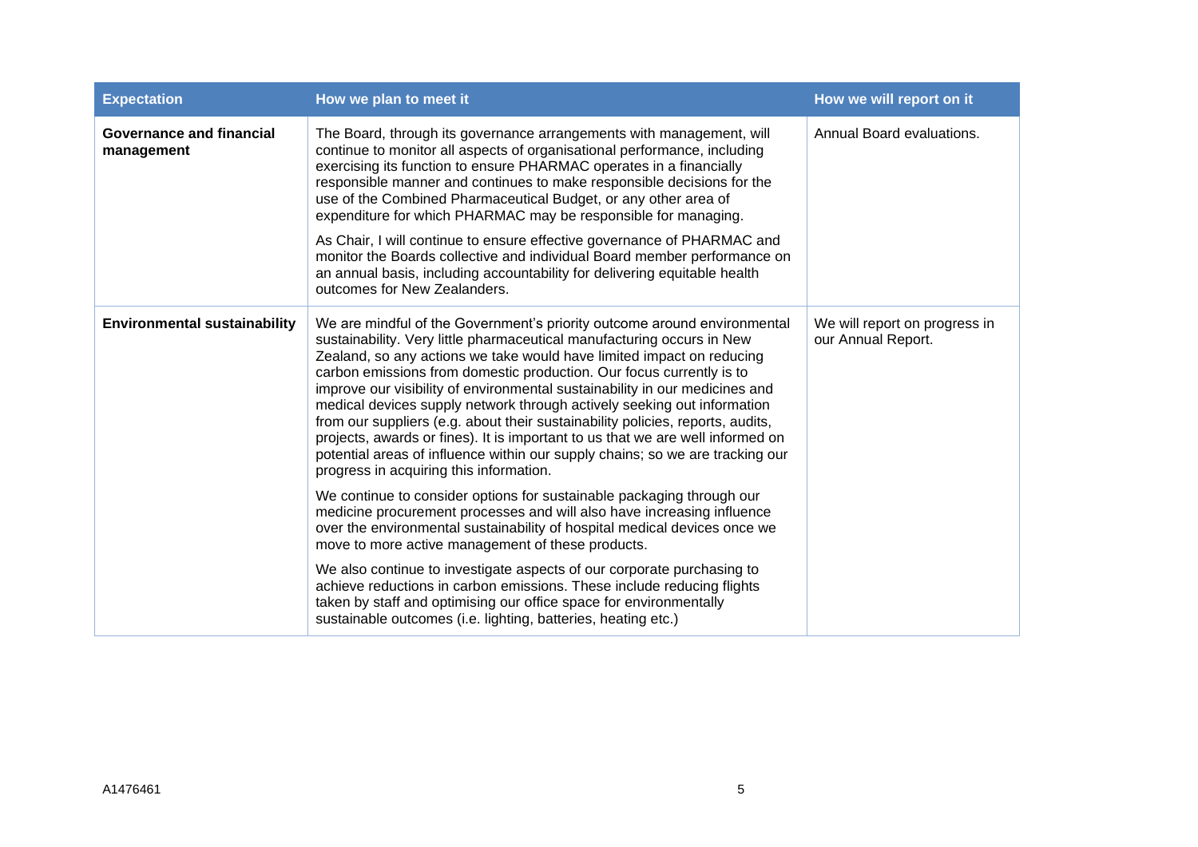| Expectation | How we plan to meet it | How we will report on it |
|---|---|---|
| **Governance and financial management** | The Board, through its governance arrangements with management, will continue to monitor all aspects of organisational performance, including exercising its function to ensure PHARMAC operates in a financially responsible manner and continues to make responsible decisions for the use of the Combined Pharmaceutical Budget, or any other area of expenditure for which PHARMAC may be responsible for managing.<br><br>As Chair, I will continue to ensure effective governance of PHARMAC and monitor the Boards collective and individual Board member performance on an annual basis, including accountability for delivering equitable health outcomes for New Zealanders. | Annual Board evaluations. |
| **Environmental sustainability** | We are mindful of the Government's priority outcome around environmental sustainability. Very little pharmaceutical manufacturing occurs in New Zealand, so any actions we take would have limited impact on reducing carbon emissions from domestic production. Our focus currently is to improve our visibility of environmental sustainability in our medicines and medical devices supply network through actively seeking out information from our suppliers (e.g. about their sustainability policies, reports, audits, projects, awards or fines). It is important to us that we are well informed on potential areas of influence within our supply chains; so we are tracking our progress in acquiring this information.<br><br>We continue to consider options for sustainable packaging through our medicine procurement processes and will also have increasing influence over the environmental sustainability of hospital medical devices once we move to more active management of these products.<br><br>We also continue to investigate aspects of our corporate purchasing to achieve reductions in carbon emissions. These include reducing flights taken by staff and optimising our office space for environmentally sustainable outcomes (i.e. lighting, batteries, heating etc.) | We will report on progress in our Annual Report. |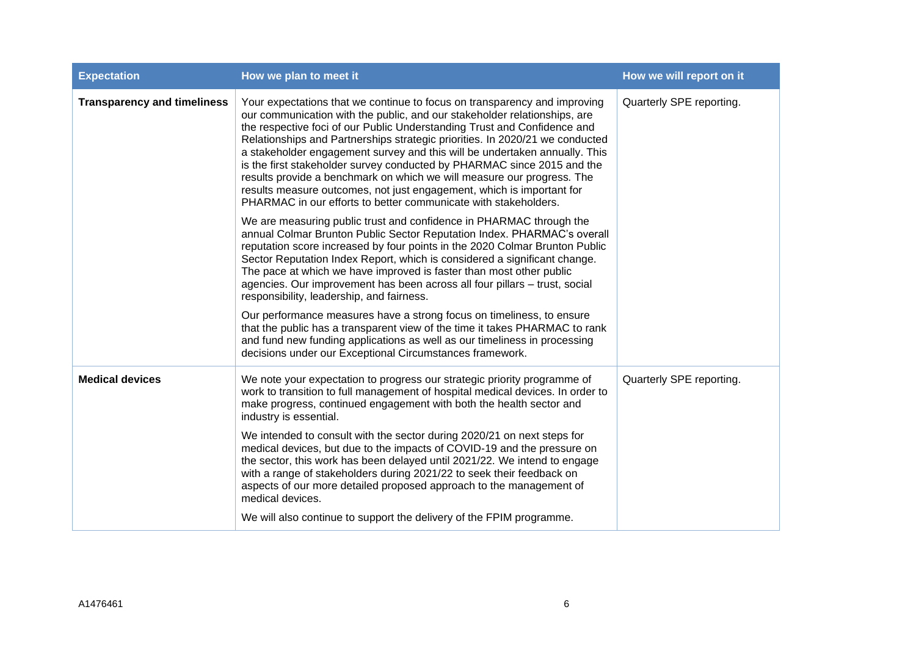| Expectation | How we plan to meet it | How we will report on it |
| --- | --- | --- |
| **Transparency and timeliness** | Your expectations that we continue to focus on transparency and improving our communication with the public, and our stakeholder relationships, are the respective foci of our Public Understanding Trust and Confidence and Relationships and Partnerships strategic priorities. In 2020/21 we conducted a stakeholder engagement survey and this will be undertaken annually. This is the first stakeholder survey conducted by PHARMAC since 2015 and the results provide a benchmark on which we will measure our progress. The results measure outcomes, not just engagement, which is important for PHARMAC in our efforts to better communicate with stakeholders.<br><br>We are measuring public trust and confidence in PHARMAC through the annual Colmar Brunton Public Sector Reputation Index. PHARMAC's overall reputation score increased by four points in the 2020 Colmar Brunton Public Sector Reputation Index Report, which is considered a significant change. The pace at which we have improved is faster than most other public agencies. Our improvement has been across all four pillars – trust, social responsibility, leadership, and fairness.<br><br>Our performance measures have a strong focus on timeliness, to ensure that the public has a transparent view of the time it takes PHARMAC to rank and fund new funding applications as well as our timeliness in processing decisions under our Exceptional Circumstances framework. | Quarterly SPE reporting. |
| **Medical devices** | We note your expectation to progress our strategic priority programme of work to transition to full management of hospital medical devices. In order to make progress, continued engagement with both the health sector and industry is essential.<br><br>We intended to consult with the sector during 2020/21 on next steps for medical devices, but due to the impacts of COVID-19 and the pressure on the sector, this work has been delayed until 2021/22. We intend to engage with a range of stakeholders during 2021/22 to seek their feedback on aspects of our more detailed proposed approach to the management of medical devices.<br><br>We will also continue to support the delivery of the FPIM programme. | Quarterly SPE reporting. |

A1476461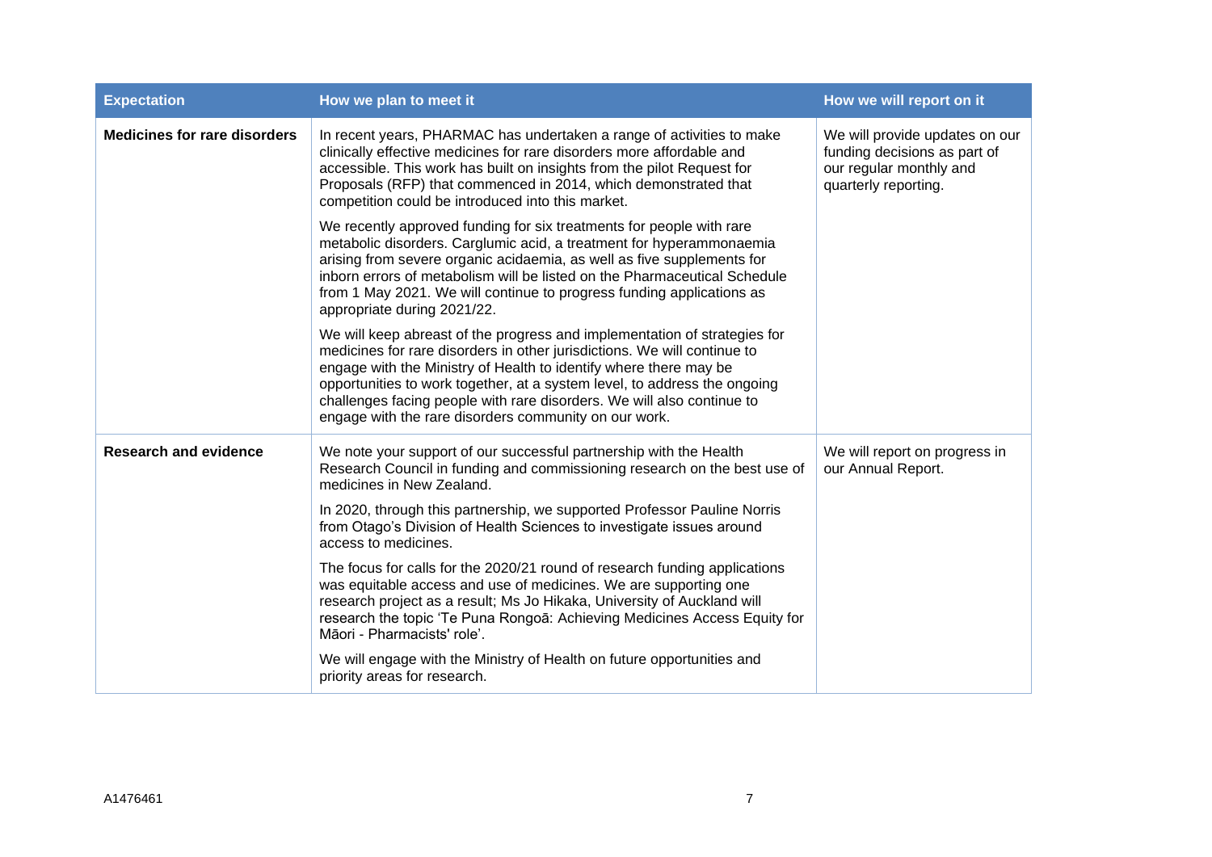| Expectation | How we plan to meet it | How we will report on it |
| --- | --- | --- |
| **Medicines for rare disorders** | In recent years, PHARMAC has undertaken a range of activities to make clinically effective medicines for rare disorders more affordable and accessible. This work has built on insights from the pilot Request for Proposals (RFP) that commenced in 2014, which demonstrated that competition could be introduced into this market.<br><br>We recently approved funding for six treatments for people with rare metabolic disorders. Carglumic acid, a treatment for hyperammonaemia arising from severe organic acidaemia, as well as five supplements for inborn errors of metabolism will be listed on the Pharmaceutical Schedule from 1 May 2021. We will continue to progress funding applications as appropriate during 2021/22.<br><br>We will keep abreast of the progress and implementation of strategies for medicines for rare disorders in other jurisdictions. We will continue to engage with the Ministry of Health to identify where there may be opportunities to work together, at a system level, to address the ongoing challenges facing people with rare disorders. We will also continue to engage with the rare disorders community on our work. | We will provide updates on our funding decisions as part of our regular monthly and quarterly reporting. |
| **Research and evidence** | We note your support of our successful partnership with the Health Research Council in funding and commissioning research on the best use of medicines in New Zealand.<br><br>In 2020, through this partnership, we supported Professor Pauline Norris from Otago's Division of Health Sciences to investigate issues around access to medicines.<br><br>The focus for calls for the 2020/21 round of research funding applications was equitable access and use of medicines. We are supporting one research project as a result; Ms Jo Hikaka, University of Auckland will research the topic 'Te Puna Rongoā: Achieving Medicines Access Equity for Māori - Pharmacists' role'.<br><br>We will engage with the Ministry of Health on future opportunities and priority areas for research. | We will report on progress in our Annual Report. |

A1476461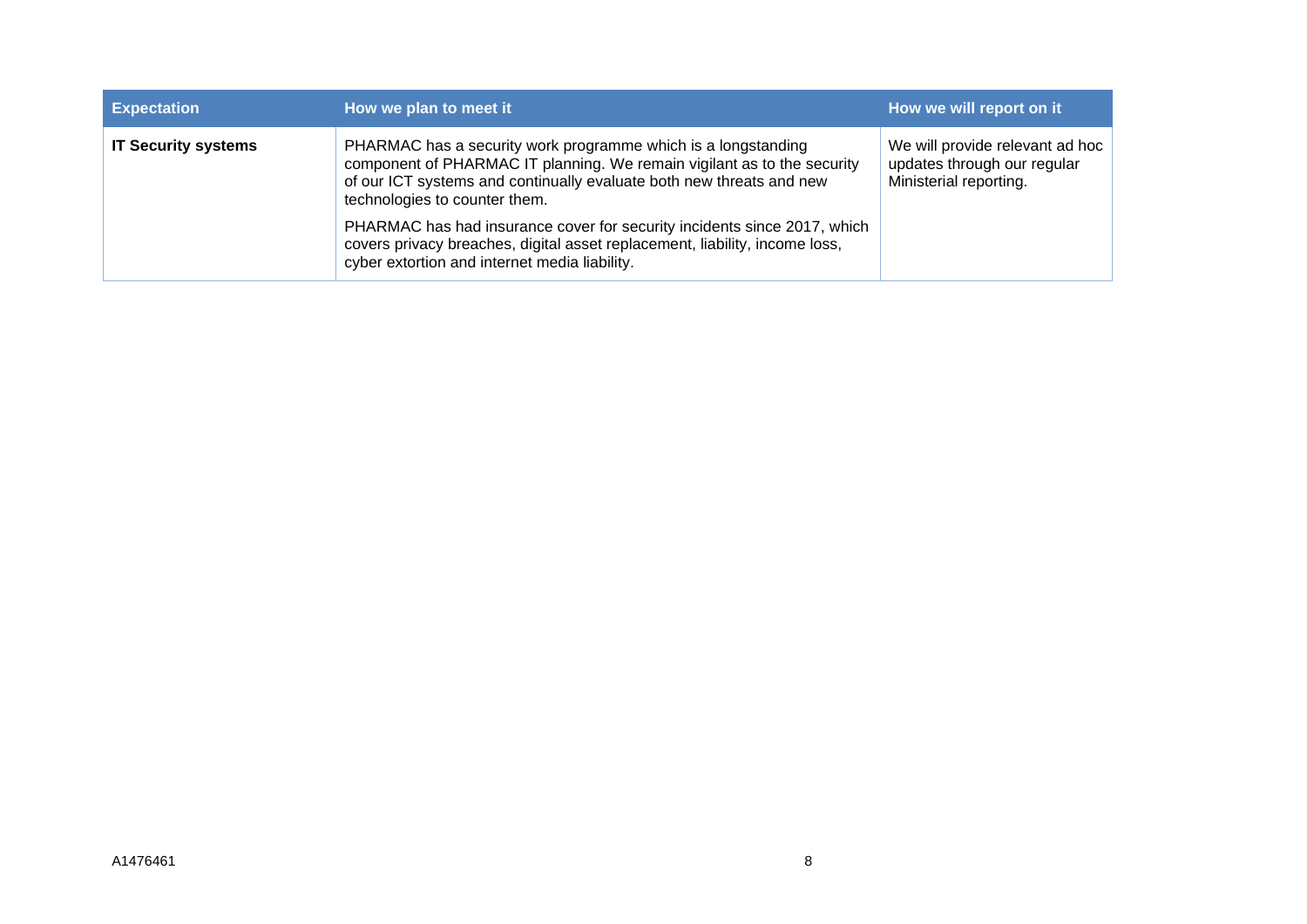| Expectation | How we plan to meet it | How we will report on it |
|---|---|---|
| **IT Security systems** | PHARMAC has a security work programme which is a longstanding component of PHARMAC IT planning. We remain vigilant as to the security of our ICT systems and continually evaluate both new threats and new technologies to counter them.<br><br>PHARMAC has had insurance cover for security incidents since 2017, which covers privacy breaches, digital asset replacement, liability, income loss, cyber extortion and internet media liability. | We will provide relevant ad hoc updates through our regular Ministerial reporting. |

A1476461